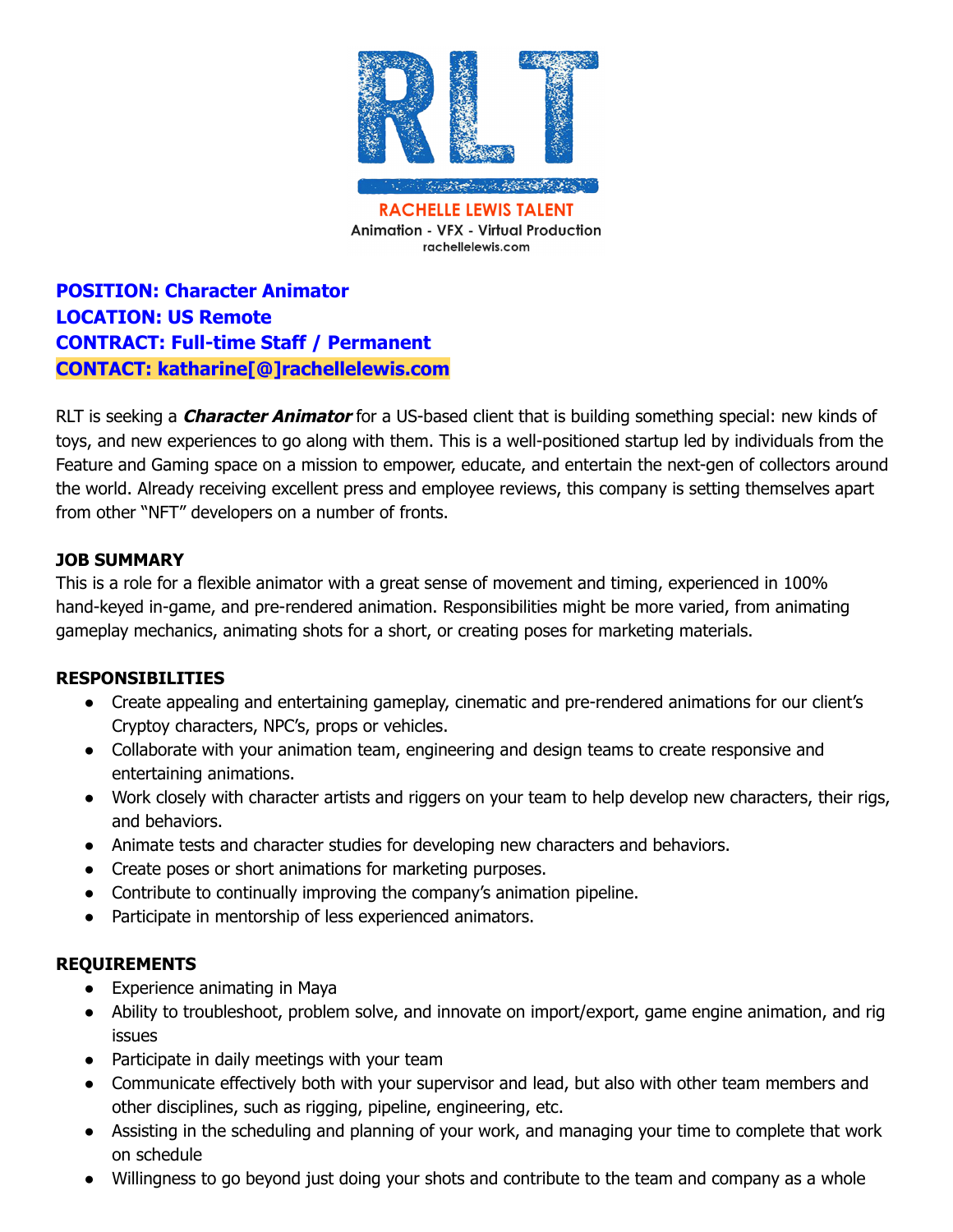RLT

RACHELLE LEWIS TALENT
Animation - VFX - Virtual Production
rachellelewis.com

**POSITION: Character Animator**
**LOCATION: US Remote**
**CONTRACT: Full-time Staff / Permanent**
**CONTACT: katharine[@]rachellelewis.com**

RLT is seeking a ***Character Animator*** for a US-based client that is building something special: new kinds of toys, and new experiences to go along with them. This is a well-positioned startup led by individuals from the Feature and Gaming space on a mission to empower, educate, and entertain the next-gen of collectors around the world. Already receiving excellent press and employee reviews, this company is setting themselves apart from other "NFT" developers on a number of fronts.

**JOB SUMMARY**

This is a role for a flexible animator with a great sense of movement and timing, experienced in 100% hand-keyed in-game, and pre-rendered animation. Responsibilities might be more varied, from animating gameplay mechanics, animating shots for a short, or creating poses for marketing materials.

**RESPONSIBILITIES**

- Create appealing and entertaining gameplay, cinematic and pre-rendered animations for our client's Cryptoy characters, NPC's, props or vehicles.
- Collaborate with your animation team, engineering and design teams to create responsive and entertaining animations.
- Work closely with character artists and riggers on your team to help develop new characters, their rigs, and behaviors.
- Animate tests and character studies for developing new characters and behaviors.
- Create poses or short animations for marketing purposes.
- Contribute to continually improving the company's animation pipeline.
- Participate in mentorship of less experienced animators.

**REQUIREMENTS**

- Experience animating in Maya
- Ability to troubleshoot, problem solve, and innovate on import/export, game engine animation, and rig issues
- Participate in daily meetings with your team
- Communicate effectively both with your supervisor and lead, but also with other team members and other disciplines, such as rigging, pipeline, engineering, etc.
- Assisting in the scheduling and planning of your work, and managing your time to complete that work on schedule
- Willingness to go beyond just doing your shots and contribute to the team and company as a whole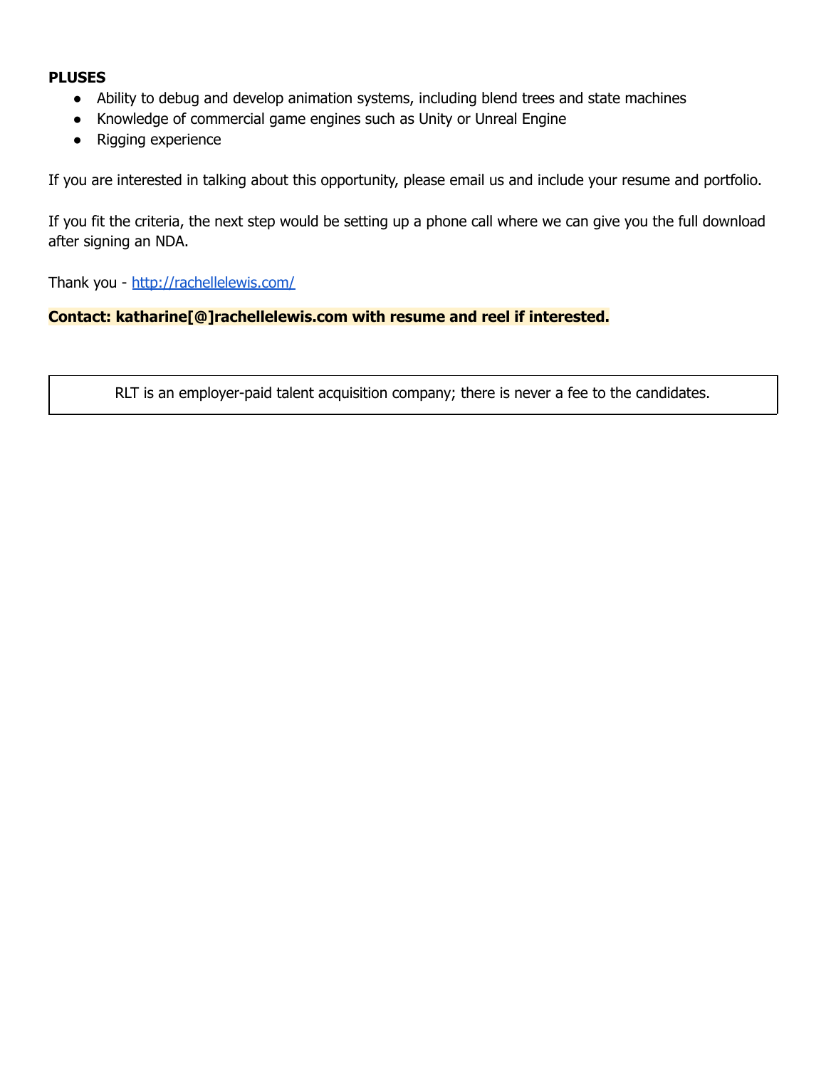**PLUSES**

- Ability to debug and develop animation systems, including blend trees and state machines
- Knowledge of commercial game engines such as Unity or Unreal Engine
- Rigging experience

If you are interested in talking about this opportunity, please email us and include your resume and portfolio.

If you fit the criteria, the next step would be setting up a phone call where we can give you the full download after signing an NDA.

Thank you - [http://rachellelewis.com/](http://rachellelewis.com/)

**Contact: katharine[@]rachellelewis.com with resume and reel if interested.**

| |
|---|
| RLT is an employer-paid talent acquisition company; there is never a fee to the candidates. |